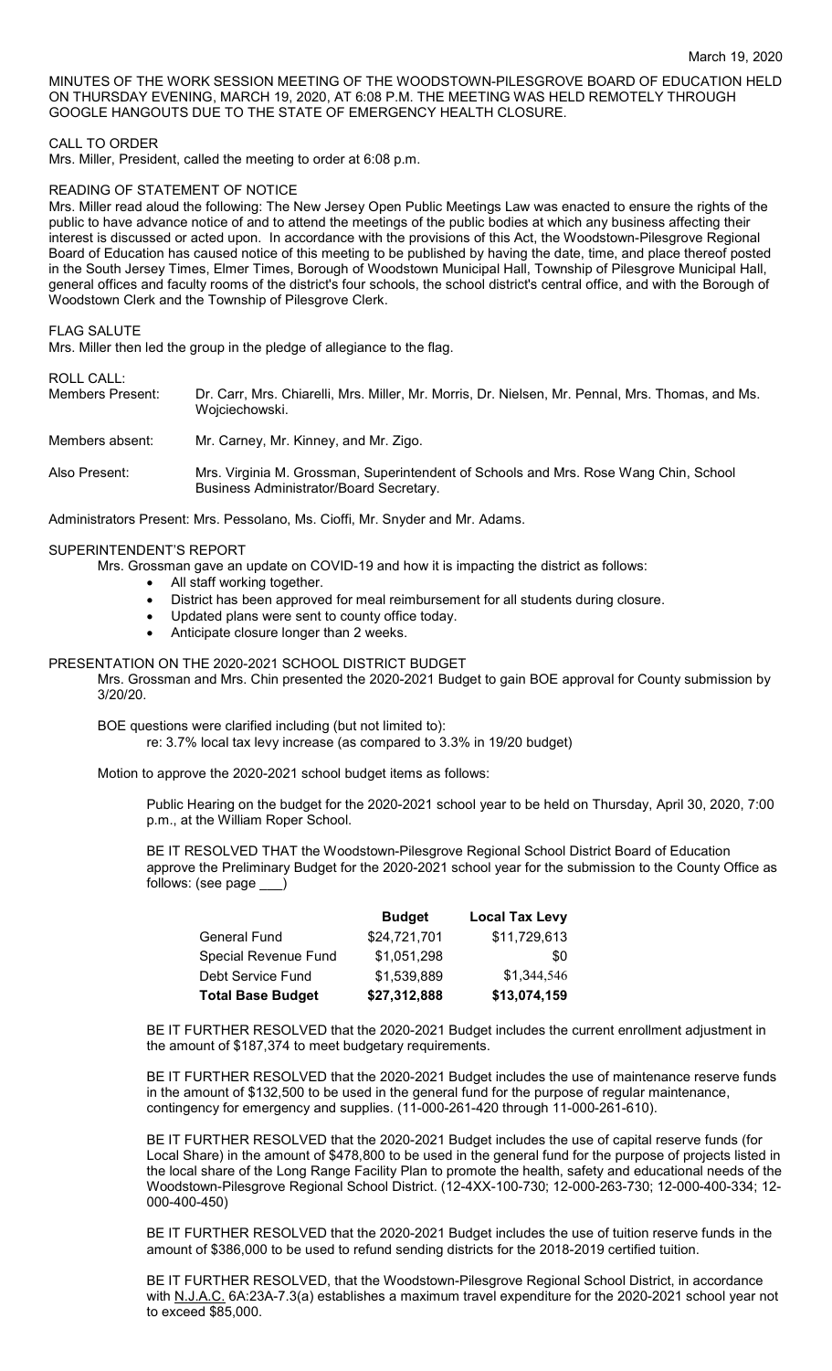March 19, 2020

MINUTES OF THE WORK SESSION MEETING OF THE WOODSTOWN-PILESGROVE BOARD OF EDUCATION HELD ON THURSDAY EVENING, MARCH 19, 2020, AT 6:08 P.M. THE MEETING WAS HELD REMOTELY THROUGH GOOGLE HANGOUTS DUE TO THE STATE OF EMERGENCY HEALTH CLOSURE.

CALL TO ORDER

Mrs. Miller, President, called the meeting to order at 6:08 p.m.

READING OF STATEMENT OF NOTICE

Mrs. Miller read aloud the following: The New Jersey Open Public Meetings Law was enacted to ensure the rights of the public to have advance notice of and to attend the meetings of the public bodies at which any business affecting their interest is discussed or acted upon. In accordance with the provisions of this Act, the Woodstown-Pilesgrove Regional Board of Education has caused notice of this meeting to be published by having the date, time, and place thereof posted in the South Jersey Times, Elmer Times, Borough of Woodstown Municipal Hall, Township of Pilesgrove Municipal Hall, general offices and faculty rooms of the district's four schools, the school district's central office, and with the Borough of Woodstown Clerk and the Township of Pilesgrove Clerk.

FLAG SALUTE

Mrs. Miller then led the group in the pledge of allegiance to the flag.

ROLL CALL:

Members Present: Dr. Carr, Mrs. Chiarelli, Mrs. Miller, Mr. Morris, Dr. Nielsen, Mr. Pennal, Mrs. Thomas, and Ms. Wojciechowski.

Members absent: Mr. Carney, Mr. Kinney, and Mr. Zigo.

Also Present: Mrs. Virginia M. Grossman, Superintendent of Schools and Mrs. Rose Wang Chin, School Business Administrator/Board Secretary.

Administrators Present: Mrs. Pessolano, Ms. Cioffi, Mr. Snyder and Mr. Adams.

SUPERINTENDENT'S REPORT

Mrs. Grossman gave an update on COVID-19 and how it is impacting the district as follows:

- All staff working together.
- District has been approved for meal reimbursement for all students during closure.
- Updated plans were sent to county office today.
- Anticipate closure longer than 2 weeks.

PRESENTATION ON THE 2020-2021 SCHOOL DISTRICT BUDGET

Mrs. Grossman and Mrs. Chin presented the 2020-2021 Budget to gain BOE approval for County submission by 3/20/20.

BOE questions were clarified including (but not limited to):
re: 3.7% local tax levy increase (as compared to 3.3% in 19/20 budget)

Motion to approve the 2020-2021 school budget items as follows:

Public Hearing on the budget for the 2020-2021 school year to be held on Thursday, April 30, 2020, 7:00 p.m., at the William Roper School.

BE IT RESOLVED THAT the Woodstown-Pilesgrove Regional School District Board of Education approve the Preliminary Budget for the 2020-2021 school year for the submission to the County Office as follows: (see page ___)

| | **Budget** | **Local Tax Levy** |
|---|---|---|
| General Fund | $24,721,701 | $11,729,613 |
| Special Revenue Fund | $1,051,298 | $0 |
| Debt Service Fund | $1,539,889 | $1,344,546 |
| **Total Base Budget** | **$27,312,888** | **$13,074,159** |

BE IT FURTHER RESOLVED that the 2020-2021 Budget includes the current enrollment adjustment in the amount of $187,374 to meet budgetary requirements.

BE IT FURTHER RESOLVED that the 2020-2021 Budget includes the use of maintenance reserve funds in the amount of $132,500 to be used in the general fund for the purpose of regular maintenance, contingency for emergency and supplies. (11-000-261-420 through 11-000-261-610).

BE IT FURTHER RESOLVED that the 2020-2021 Budget includes the use of capital reserve funds (for Local Share) in the amount of $478,800 to be used in the general fund for the purpose of projects listed in the local share of the Long Range Facility Plan to promote the health, safety and educational needs of the Woodstown-Pilesgrove Regional School District. (12-4XX-100-730; 12-000-263-730; 12-000-400-334; 12-000-400-450)

BE IT FURTHER RESOLVED that the 2020-2021 Budget includes the use of tuition reserve funds in the amount of $386,000 to be used to refund sending districts for the 2018-2019 certified tuition.

BE IT FURTHER RESOLVED, that the Woodstown-Pilesgrove Regional School District, in accordance with N.J.A.C. 6A:23A-7.3(a) establishes a maximum travel expenditure for the 2020-2021 school year not to exceed $85,000.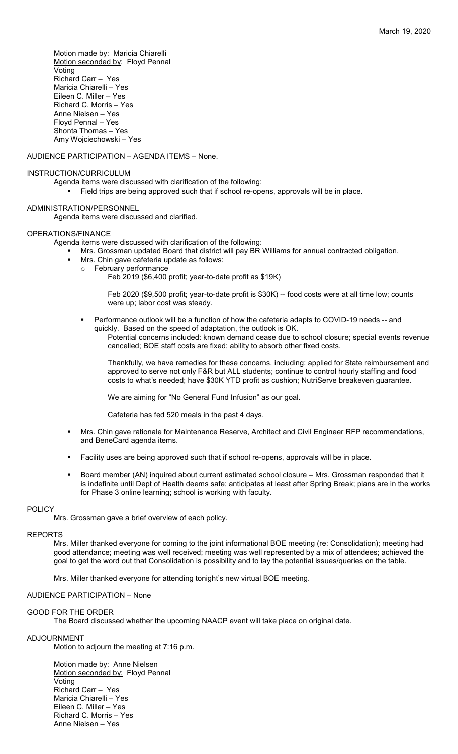Motion made by: Maricia Chiarelli
Motion seconded by: Floyd Pennal
Voting
Richard Carr – Yes
Maricia Chiarelli – Yes
Eileen C. Miller – Yes
Richard C. Morris – Yes
Anne Nielsen – Yes
Floyd Pennal – Yes
Shonta Thomas – Yes
Amy Wojciechowski – Yes

AUDIENCE PARTICIPATION – AGENDA ITEMS – None.

INSTRUCTION/CURRICULUM

Agenda items were discussed with clarification of the following:

- Field trips are being approved such that if school re-opens, approvals will be in place.

ADMINISTRATION/PERSONNEL

Agenda items were discussed and clarified.

OPERATIONS/FINANCE

Agenda items were discussed with clarification of the following:

- Mrs. Grossman updated Board that district will pay BR Williams for annual contracted obligation.
- Mrs. Chin gave cafeteria update as follows:
  - February performance

    Feb 2019 ($6,400 profit; year-to-date profit as $19K)

    Feb 2020 ($9,500 profit; year-to-date profit is $30K) -- food costs were at all time low; counts were up; labor cost was steady.

  - Performance outlook will be a function of how the cafeteria adapts to COVID-19 needs -- and quickly. Based on the speed of adaptation, the outlook is OK.

    Potential concerns included: known demand cease due to school closure; special events revenue cancelled; BOE staff costs are fixed; ability to absorb other fixed costs.

    Thankfully, we have remedies for these concerns, including: applied for State reimbursement and approved to serve not only F&R but ALL students; continue to control hourly staffing and food costs to what's needed; have $30K YTD profit as cushion; NutriServe breakeven guarantee.

    We are aiming for "No General Fund Infusion" as our goal.

    Cafeteria has fed 520 meals in the past 4 days.

- Mrs. Chin gave rationale for Maintenance Reserve, Architect and Civil Engineer RFP recommendations, and BeneCard agenda items.

- Facility uses are being approved such that if school re-opens, approvals will be in place.

- Board member (AN) inquired about current estimated school closure – Mrs. Grossman responded that it is indefinite until Dept of Health deems safe; anticipates at least after Spring Break; plans are in the works for Phase 3 online learning; school is working with faculty.

POLICY

Mrs. Grossman gave a brief overview of each policy.

REPORTS

Mrs. Miller thanked everyone for coming to the joint informational BOE meeting (re: Consolidation); meeting had good attendance; meeting was well received; meeting was well represented by a mix of attendees; achieved the goal to get the word out that Consolidation is possibility and to lay the potential issues/queries on the table.

Mrs. Miller thanked everyone for attending tonight's new virtual BOE meeting.

AUDIENCE PARTICIPATION – None

GOOD FOR THE ORDER

The Board discussed whether the upcoming NAACP event will take place on original date.

ADJOURNMENT

Motion to adjourn the meeting at 7:16 p.m.

Motion made by: Anne Nielsen
Motion seconded by: Floyd Pennal
Voting
Richard Carr – Yes
Maricia Chiarelli – Yes
Eileen C. Miller – Yes
Richard C. Morris – Yes
Anne Nielsen – Yes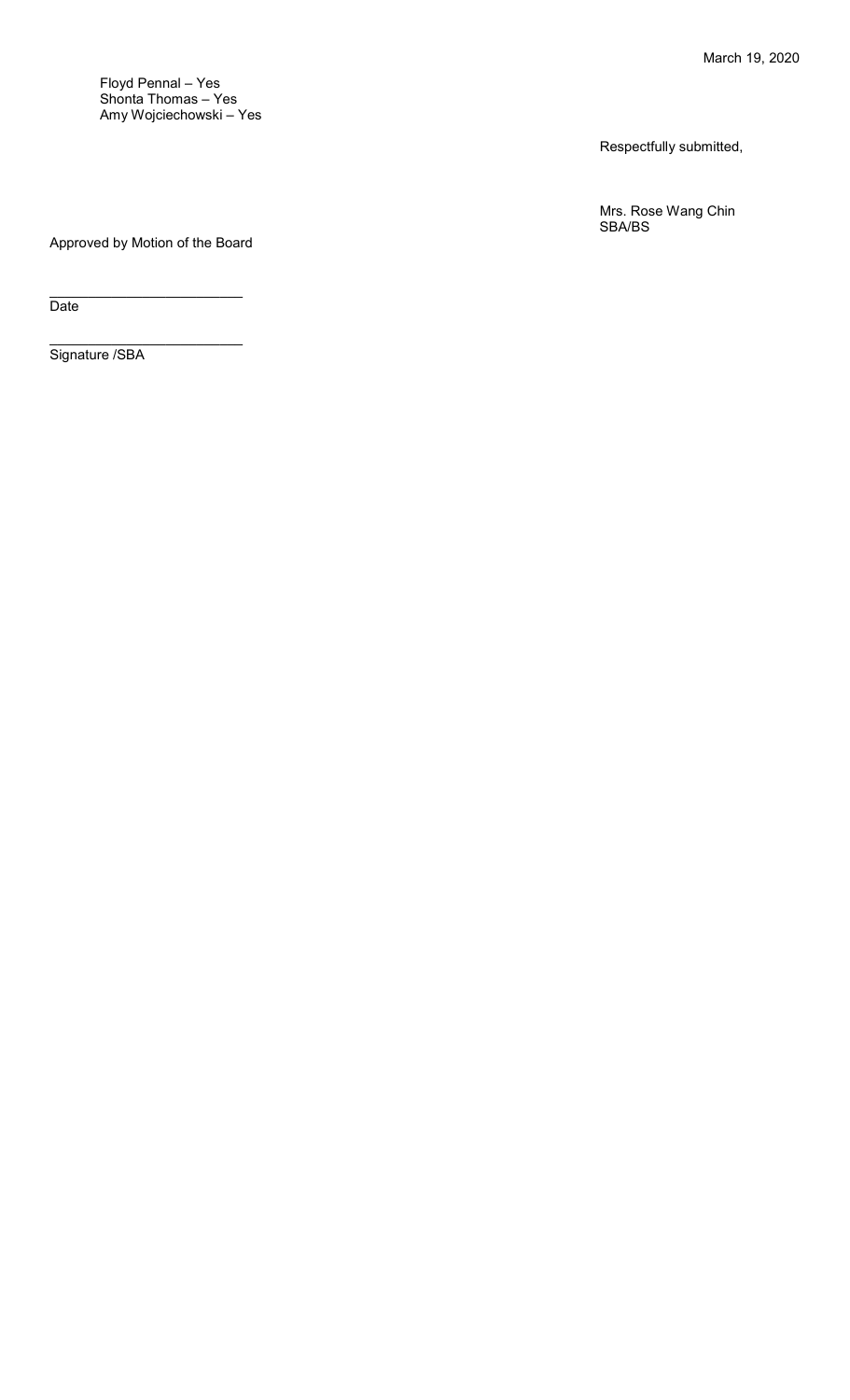March 19, 2020

Floyd Pennal – Yes
Shonta Thomas – Yes
Amy Wojciechowski – Yes

Respectfully submitted,

Mrs. Rose Wang Chin
SBA/BS

Approved by Motion of the Board

\_\_\_\_\_\_\_\_\_\_\_\_\_\_\_\_\_\_\_\_\_\_\_\_\_
Date

\_\_\_\_\_\_\_\_\_\_\_\_\_\_\_\_\_\_\_\_\_\_\_\_\_
Signature /SBA